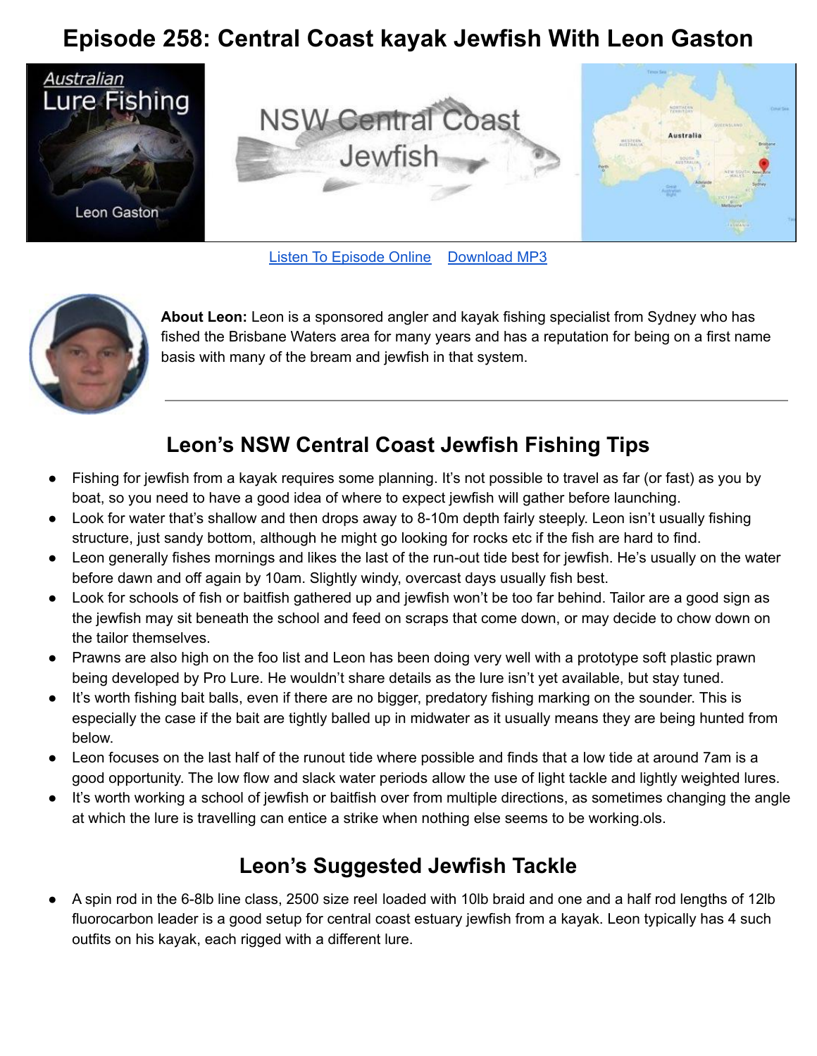# Episode 258: Central Coast kayak Jewfish With Leon Gaston

[Listen To Episode Online](#) [Download MP3](#)

**About Leon:** Leon is a sponsored angler and kayak fishing specialist from Sydney who has fished the Brisbane Waters area for many years and has a reputation for being on a first name basis with many of the bream and jewfish in that system.

---

## Leon's NSW Central Coast Jewfish Fishing Tips

- Fishing for jewfish from a kayak requires some planning. It's not possible to travel as far (or fast) as you by boat, so you need to have a good idea of where to expect jewfish will gather before launching.
- Look for water that's shallow and then drops away to 8-10m depth fairly steeply. Leon isn't usually fishing structure, just sandy bottom, although he might go looking for rocks etc if the fish are hard to find.
- Leon generally fishes mornings and likes the last of the run-out tide best for jewfish. He's usually on the water before dawn and off again by 10am. Slightly windy, overcast days usually fish best.
- Look for schools of fish or baitfish gathered up and jewfish won't be too far behind. Tailor are a good sign as the jewfish may sit beneath the school and feed on scraps that come down, or may decide to chow down on the tailor themselves.
- Prawns are also high on the foo list and Leon has been doing very well with a prototype soft plastic prawn being developed by Pro Lure. He wouldn't share details as the lure isn't yet available, but stay tuned.
- It's worth fishing bait balls, even if there are no bigger, predatory fishing marking on the sounder. This is especially the case if the bait are tightly balled up in midwater as it usually means they are being hunted from below.
- Leon focuses on the last half of the runout tide where possible and finds that a low tide at around 7am is a good opportunity. The low flow and slack water periods allow the use of light tackle and lightly weighted lures.
- It's worth working a school of jewfish or baitfish over from multiple directions, as sometimes changing the angle at which the lure is travelling can entice a strike when nothing else seems to be working.ols.

## Leon's Suggested Jewfish Tackle

- A spin rod in the 6-8lb line class, 2500 size reel loaded with 10lb braid and one and a half rod lengths of 12lb fluorocarbon leader is a good setup for central coast estuary jewfish from a kayak. Leon typically has 4 such outfits on his kayak, each rigged with a different lure.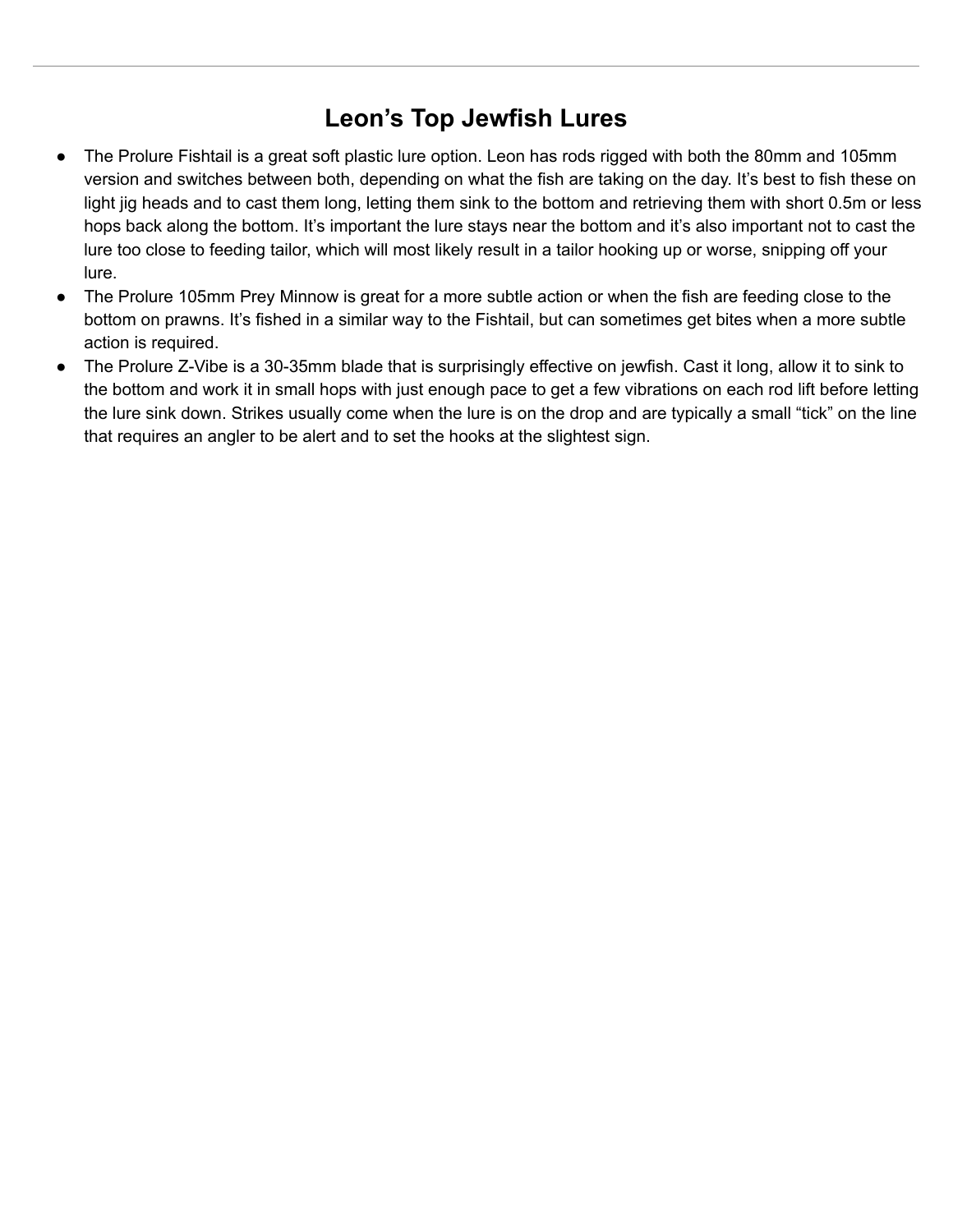## Leon's Top Jewfish Lures

- The Prolure Fishtail is a great soft plastic lure option. Leon has rods rigged with both the 80mm and 105mm version and switches between both, depending on what the fish are taking on the day. It's best to fish these on light jig heads and to cast them long, letting them sink to the bottom and retrieving them with short 0.5m or less hops back along the bottom. It's important the lure stays near the bottom and it's also important not to cast the lure too close to feeding tailor, which will most likely result in a tailor hooking up or worse, snipping off your lure.
- The Prolure 105mm Prey Minnow is great for a more subtle action or when the fish are feeding close to the bottom on prawns. It's fished in a similar way to the Fishtail, but can sometimes get bites when a more subtle action is required.
- The Prolure Z-Vibe is a 30-35mm blade that is surprisingly effective on jewfish. Cast it long, allow it to sink to the bottom and work it in small hops with just enough pace to get a few vibrations on each rod lift before letting the lure sink down. Strikes usually come when the lure is on the drop and are typically a small "tick" on the line that requires an angler to be alert and to set the hooks at the slightest sign.